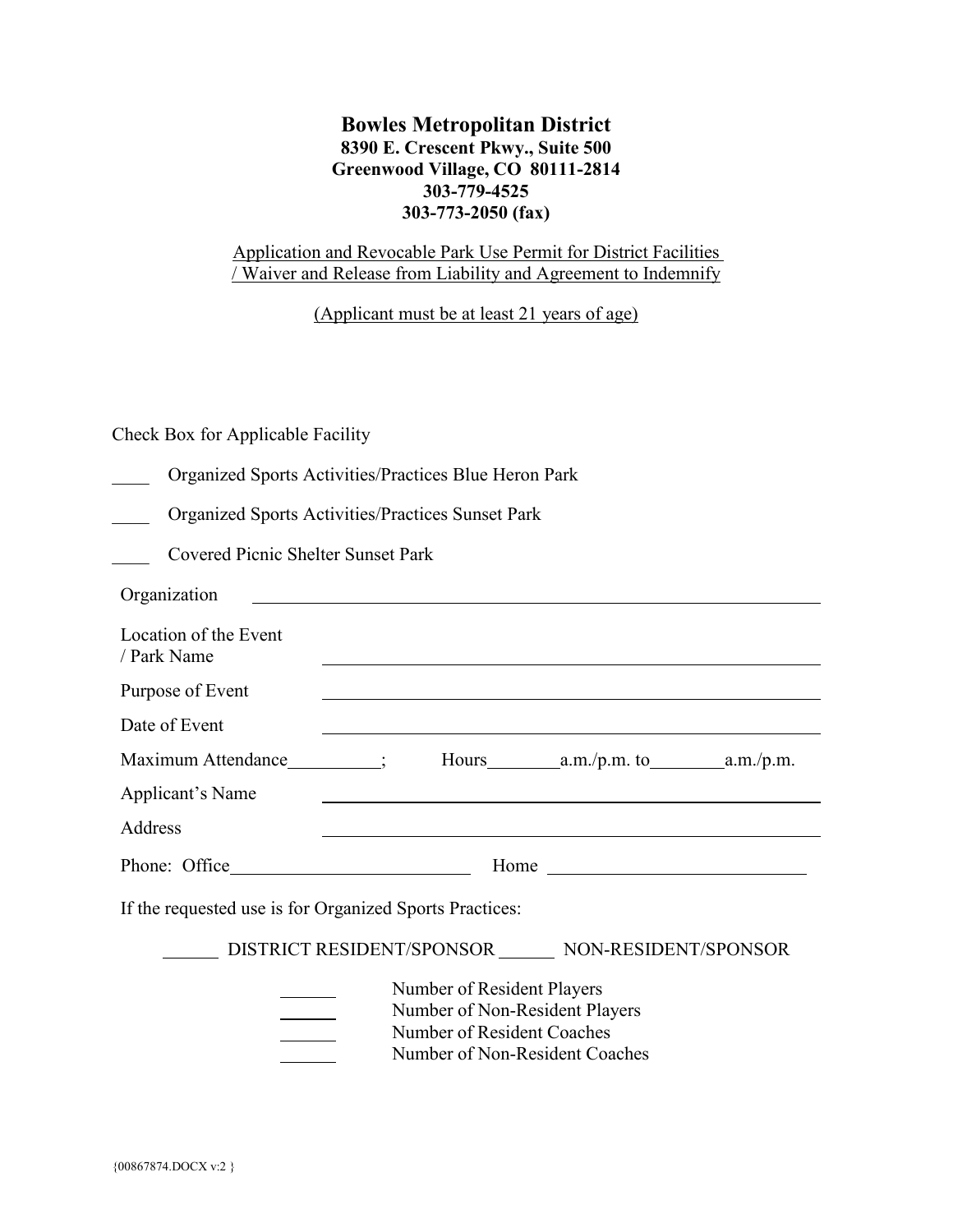**Bowles Metropolitan District**
**8390 E. Crescent Pkwy., Suite 500**
**Greenwood Village, CO 80111-2814**
**303-779-4525**
**303-773-2050 (fax)**

Application and Revocable Park Use Permit for District Facilities / Waiver and Release from Liability and Agreement to Indemnify

(Applicant must be at least 21 years of age)

Check Box for Applicable Facility

____ Organized Sports Activities/Practices Blue Heron Park

____ Organized Sports Activities/Practices Sunset Park

____ Covered Picnic Shelter Sunset Park

Organization ______________________________________________

Location of the Event / Park Name ______________________________________________

Purpose of Event ______________________________________________

Date of Event ______________________________________________

Maximum Attendance__________; Hours________a.m./p.m. to________a.m./p.m.

Applicant's Name ______________________________________________

Address ______________________________________________

Phone: Office__________________________ Home ____________________________

If the requested use is for Organized Sports Practices:

______ DISTRICT RESIDENT/SPONSOR ______ NON-RESIDENT/SPONSOR

______ Number of Resident Players
______ Number of Non-Resident Players
______ Number of Resident Coaches
______ Number of Non-Resident Coaches

{00867874.DOCX v:2 }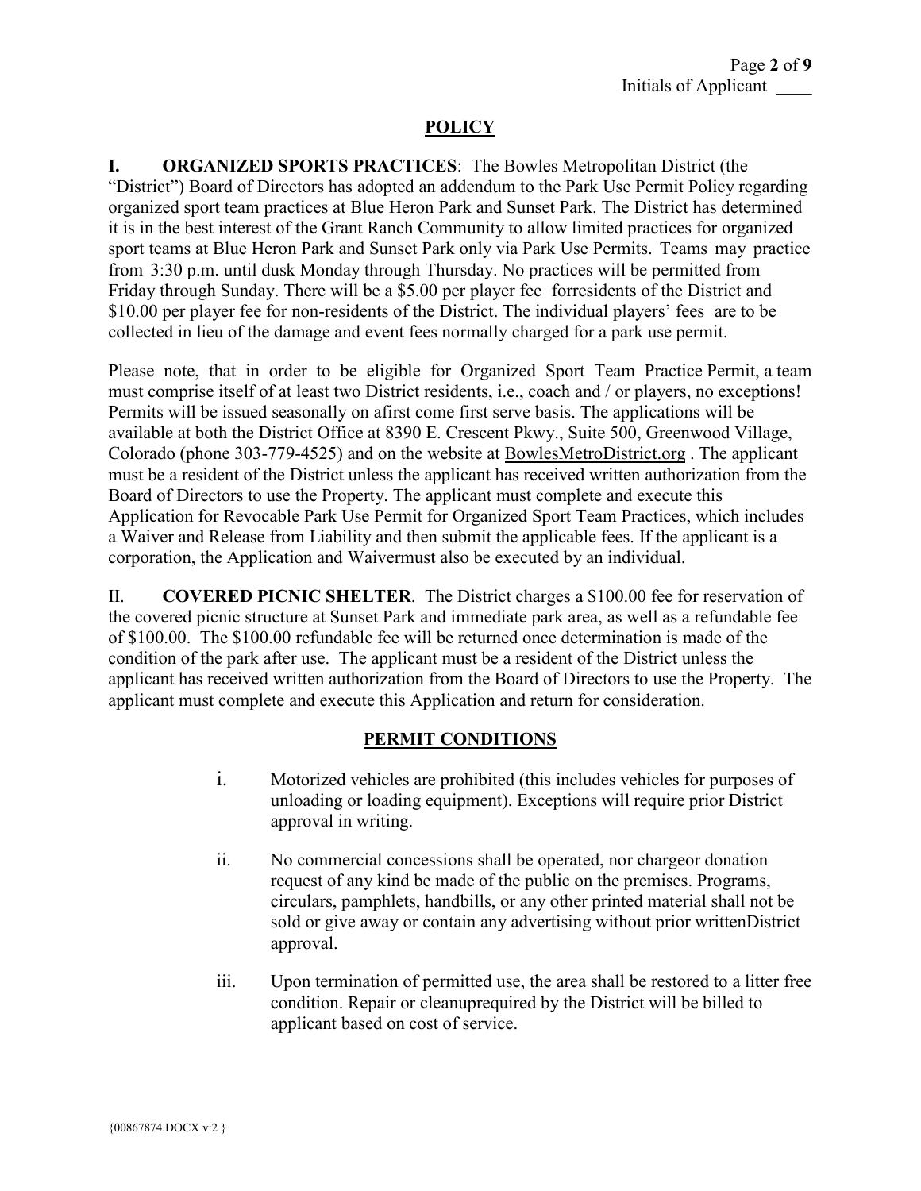## POLICY

**I. ORGANIZED SPORTS PRACTICES**: The Bowles Metropolitan District (the "District") Board of Directors has adopted an addendum to the Park Use Permit Policy regarding organized sport team practices at Blue Heron Park and Sunset Park. The District has determined it is in the best interest of the Grant Ranch Community to allow limited practices for organized sport teams at Blue Heron Park and Sunset Park only via Park Use Permits. Teams may practice from 3:30 p.m. until dusk Monday through Thursday. No practices will be permitted from Friday through Sunday. There will be a $5.00 per player fee forresidents of the District and $10.00 per player fee for non-residents of the District. The individual players' fees are to be collected in lieu of the damage and event fees normally charged for a park use permit.

Please note, that in order to be eligible for Organized Sport Team Practice Permit, a team must comprise itself of at least two District residents, i.e., coach and / or players, no exceptions! Permits will be issued seasonally on afirst come first serve basis. The applications will be available at both the District Office at 8390 E. Crescent Pkwy., Suite 500, Greenwood Village, Colorado (phone 303-779-4525) and on the website at BowlesMetroDistrict.org . The applicant must be a resident of the District unless the applicant has received written authorization from the Board of Directors to use the Property. The applicant must complete and execute this Application for Revocable Park Use Permit for Organized Sport Team Practices, which includes a Waiver and Release from Liability and then submit the applicable fees. If the applicant is a corporation, the Application and Waivermust also be executed by an individual.

II. **COVERED PICNIC SHELTER**. The District charges a $100.00 fee for reservation of the covered picnic structure at Sunset Park and immediate park area, as well as a refundable fee of $100.00. The $100.00 refundable fee will be returned once determination is made of the condition of the park after use. The applicant must be a resident of the District unless the applicant has received written authorization from the Board of Directors to use the Property. The applicant must complete and execute this Application and return for consideration.

## PERMIT CONDITIONS

i. Motorized vehicles are prohibited (this includes vehicles for purposes of unloading or loading equipment). Exceptions will require prior District approval in writing.

ii. No commercial concessions shall be operated, nor chargeor donation request of any kind be made of the public on the premises. Programs, circulars, pamphlets, handbills, or any other printed material shall not be sold or give away or contain any advertising without prior writtenDistrict approval.

iii. Upon termination of permitted use, the area shall be restored to a litter free condition. Repair or cleanuprequired by the District will be billed to applicant based on cost of service.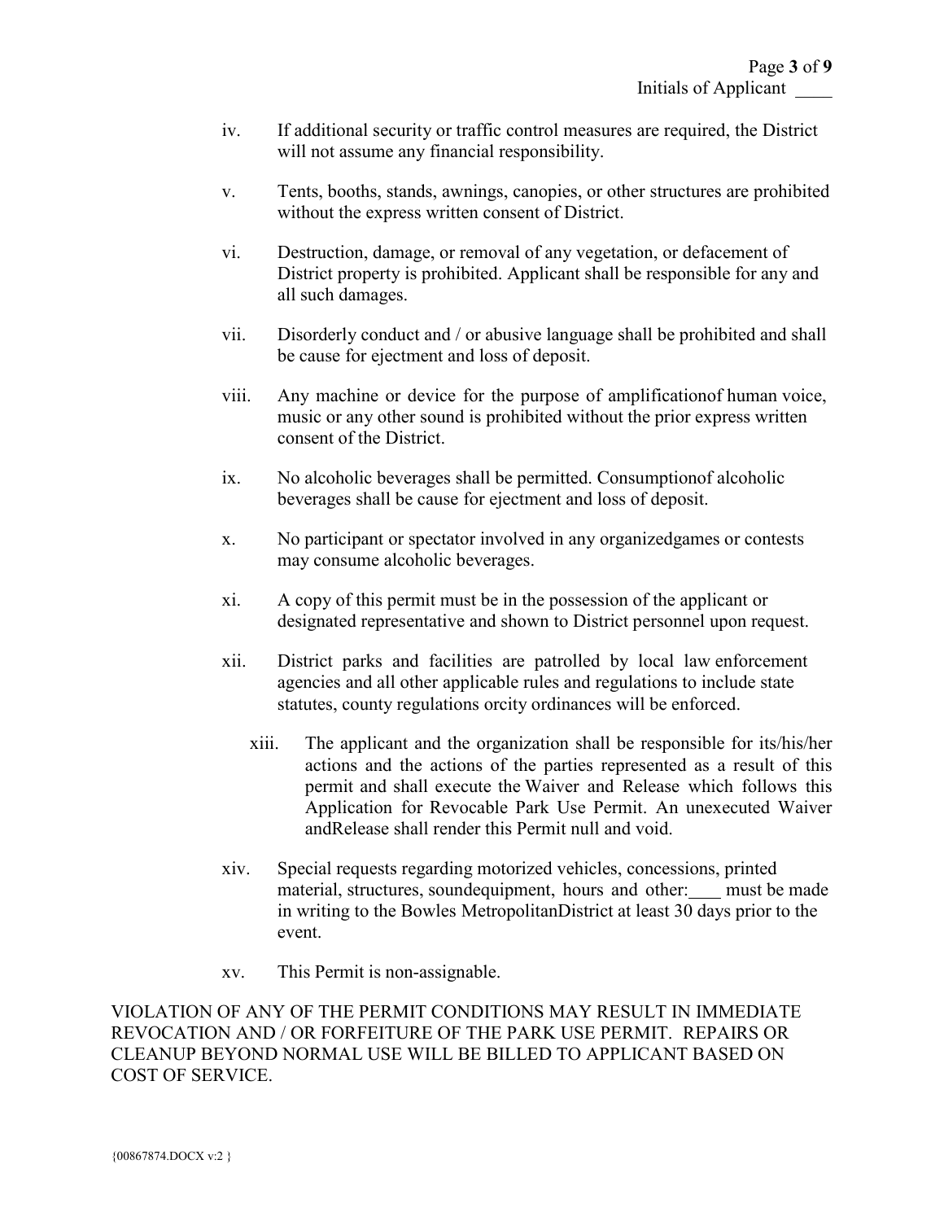iv. If additional security or traffic control measures are required, the District will not assume any financial responsibility.

v. Tents, booths, stands, awnings, canopies, or other structures are prohibited without the express written consent of District.

vi. Destruction, damage, or removal of any vegetation, or defacement of District property is prohibited. Applicant shall be responsible for any and all such damages.

vii. Disorderly conduct and / or abusive language shall be prohibited and shall be cause for ejectment and loss of deposit.

viii. Any machine or device for the purpose of amplificationof human voice, music or any other sound is prohibited without the prior express written consent of the District.

ix. No alcoholic beverages shall be permitted. Consumptionof alcoholic beverages shall be cause for ejectment and loss of deposit.

x. No participant or spectator involved in any organizedgames or contests may consume alcoholic beverages.

xi. A copy of this permit must be in the possession of the applicant or designated representative and shown to District personnel upon request.

xii. District parks and facilities are patrolled by local law enforcement agencies and all other applicable rules and regulations to include state statutes, county regulations orcity ordinances will be enforced.

xiii. The applicant and the organization shall be responsible for its/his/her actions and the actions of the parties represented as a result of this permit and shall execute the Waiver and Release which follows this Application for Revocable Park Use Permit. An unexecuted Waiver andRelease shall render this Permit null and void.

xiv. Special requests regarding motorized vehicles, concessions, printed material, structures, soundequipment, hours and other:\_\_\_\_ must be made in writing to the Bowles MetropolitanDistrict at least 30 days prior to the event.

xv. This Permit is non-assignable.

VIOLATION OF ANY OF THE PERMIT CONDITIONS MAY RESULT IN IMMEDIATE REVOCATION AND / OR FORFEITURE OF THE PARK USE PERMIT. REPAIRS OR CLEANUP BEYOND NORMAL USE WILL BE BILLED TO APPLICANT BASED ON COST OF SERVICE.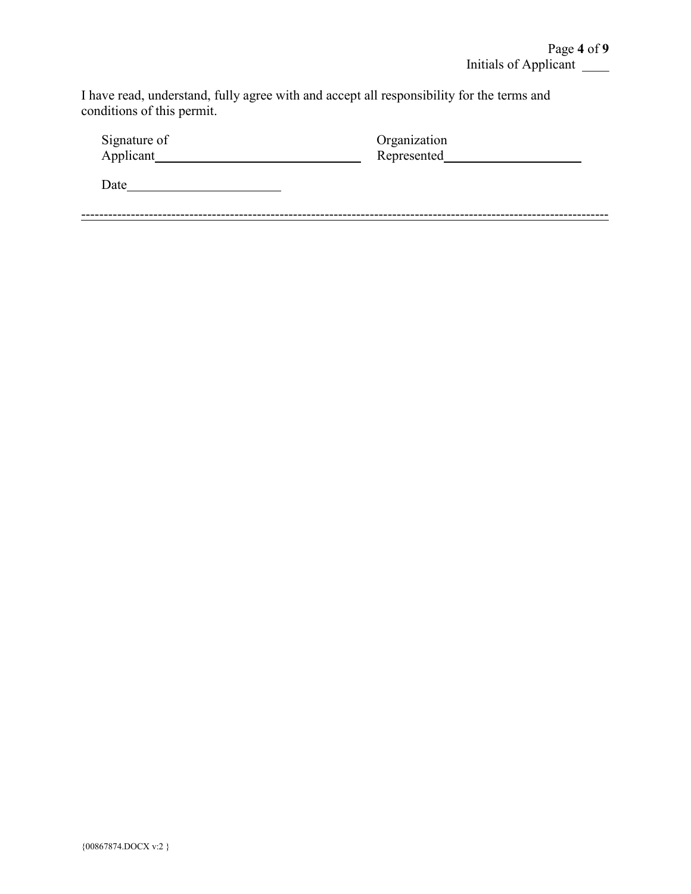Initials of Applicant ____

I have read, understand, fully agree with and accept all responsibility for the terms and conditions of this permit.

Signature of Applicant______________________________ Organization Represented____________________

Date______________________

---

{00867874.DOCX v:2 }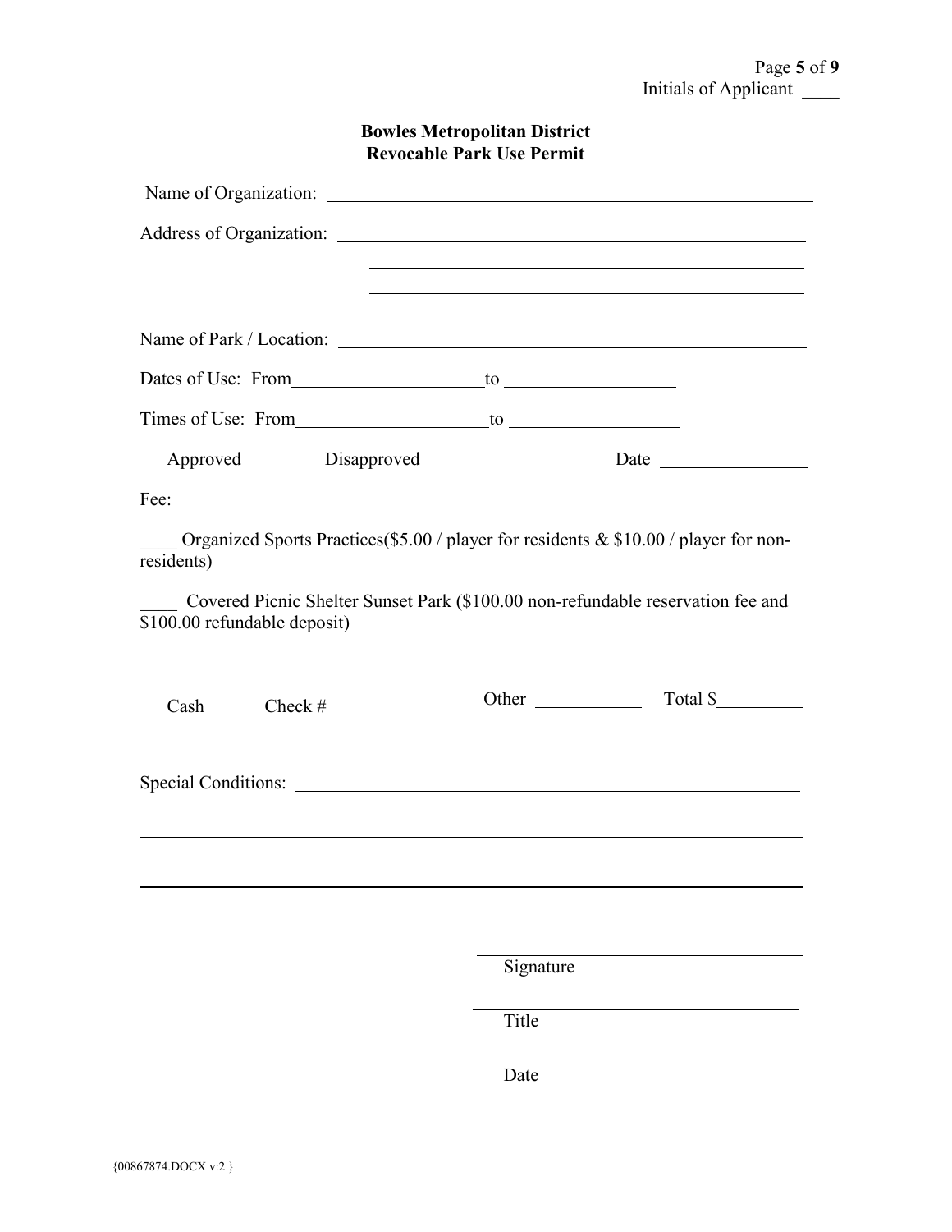Initials of Applicant ____

**Bowles Metropolitan District**
**Revocable Park Use Permit**

Name of Organization: ______________________________________________

Address of Organization: ______________________________________________

______________________________________________

______________________________________________

Name of Park / Location: ______________________________________________

Dates of Use: From ____________________ to ____________________

Times of Use: From ____________________ to ____________________

Approved     Disapproved     Date ______________

Fee:

____ Organized Sports Practices($5.00 / player for residents & $10.00 / player for non-residents)

____ Covered Picnic Shelter Sunset Park ($100.00 non-refundable reservation fee and $100.00 refundable deposit)

Cash     Check # __________     Other __________     Total $__________

Special Conditions: ______________________________________________

______________________________________________

______________________________________________

______________________________________________

______________________________
Signature

______________________________
Title

______________________________
Date

{00867874.DOCX v:2 }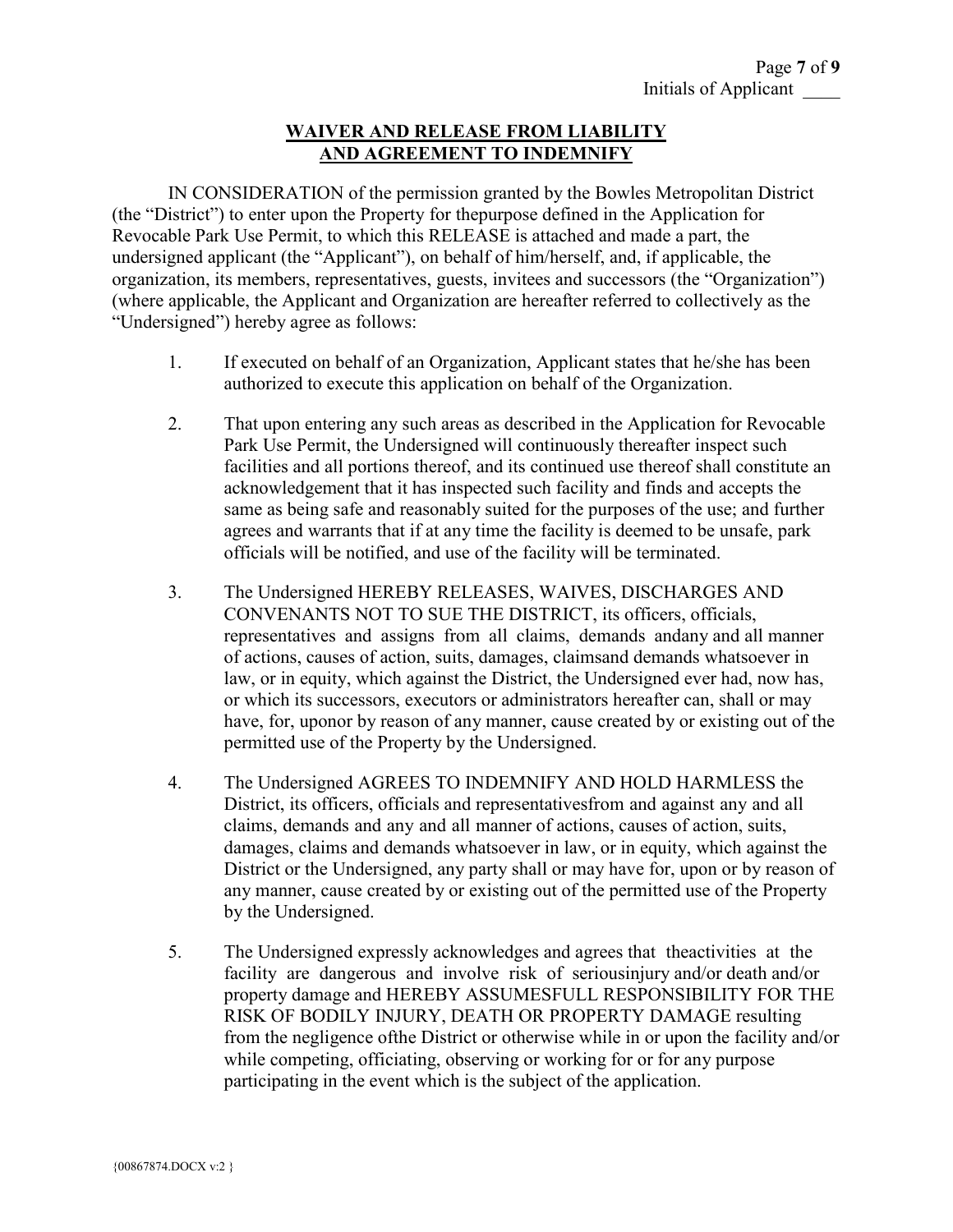## WAIVER AND RELEASE FROM LIABILITY AND AGREEMENT TO INDEMNIFY

IN CONSIDERATION of the permission granted by the Bowles Metropolitan District (the "District") to enter upon the Property for thepurpose defined in the Application for Revocable Park Use Permit, to which this RELEASE is attached and made a part, the undersigned applicant (the "Applicant"), on behalf of him/herself, and, if applicable, the organization, its members, representatives, guests, invitees and successors (the "Organization") (where applicable, the Applicant and Organization are hereafter referred to collectively as the "Undersigned") hereby agree as follows:

1. If executed on behalf of an Organization, Applicant states that he/she has been authorized to execute this application on behalf of the Organization.

2. That upon entering any such areas as described in the Application for Revocable Park Use Permit, the Undersigned will continuously thereafter inspect such facilities and all portions thereof, and its continued use thereof shall constitute an acknowledgement that it has inspected such facility and finds and accepts the same as being safe and reasonably suited for the purposes of the use; and further agrees and warrants that if at any time the facility is deemed to be unsafe, park officials will be notified, and use of the facility will be terminated.

3. The Undersigned HEREBY RELEASES, WAIVES, DISCHARGES AND CONVENANTS NOT TO SUE THE DISTRICT, its officers, officials, representatives and assigns from all claims, demands andany and all manner of actions, causes of action, suits, damages, claimsand demands whatsoever in law, or in equity, which against the District, the Undersigned ever had, now has, or which its successors, executors or administrators hereafter can, shall or may have, for, uponor by reason of any manner, cause created by or existing out of the permitted use of the Property by the Undersigned.

4. The Undersigned AGREES TO INDEMNIFY AND HOLD HARMLESS the District, its officers, officials and representativesfrom and against any and all claims, demands and any and all manner of actions, causes of action, suits, damages, claims and demands whatsoever in law, or in equity, which against the District or the Undersigned, any party shall or may have for, upon or by reason of any manner, cause created by or existing out of the permitted use of the Property by the Undersigned.

5. The Undersigned expressly acknowledges and agrees that theactivities at the facility are dangerous and involve risk of seriousinjury and/or death and/or property damage and HEREBY ASSUMESFULL RESPONSIBILITY FOR THE RISK OF BODILY INJURY, DEATH OR PROPERTY DAMAGE resulting from the negligence ofthe District or otherwise while in or upon the facility and/or while competing, officiating, observing or working for or for any purpose participating in the event which is the subject of the application.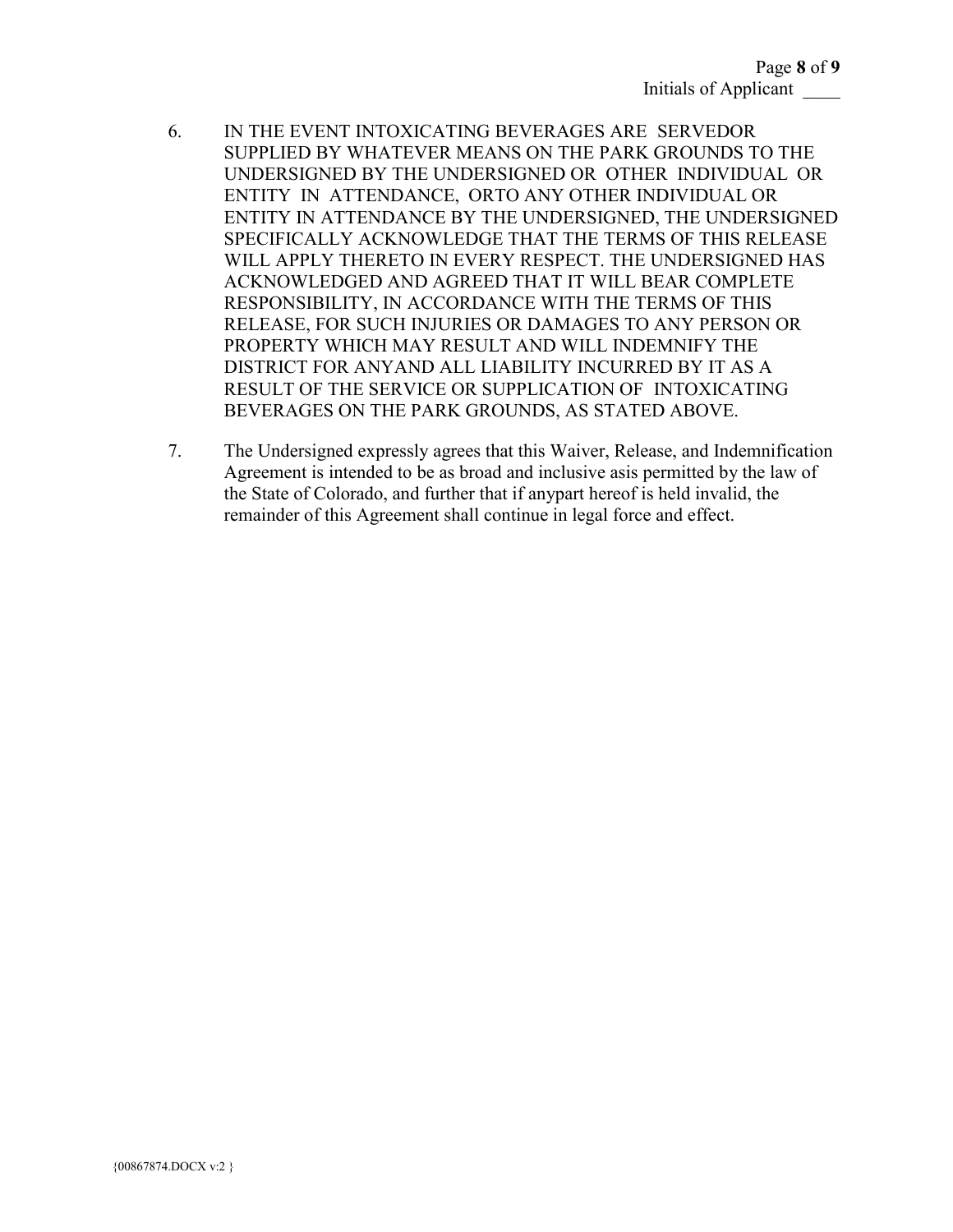6. IN THE EVENT INTOXICATING BEVERAGES ARE SERVEDOR SUPPLIED BY WHATEVER MEANS ON THE PARK GROUNDS TO THE UNDERSIGNED BY THE UNDERSIGNED OR OTHER INDIVIDUAL OR ENTITY IN ATTENDANCE, ORTO ANY OTHER INDIVIDUAL OR ENTITY IN ATTENDANCE BY THE UNDERSIGNED, THE UNDERSIGNED SPECIFICALLY ACKNOWLEDGE THAT THE TERMS OF THIS RELEASE WILL APPLY THERETO IN EVERY RESPECT. THE UNDERSIGNED HAS ACKNOWLEDGED AND AGREED THAT IT WILL BEAR COMPLETE RESPONSIBILITY, IN ACCORDANCE WITH THE TERMS OF THIS RELEASE, FOR SUCH INJURIES OR DAMAGES TO ANY PERSON OR PROPERTY WHICH MAY RESULT AND WILL INDEMNIFY THE DISTRICT FOR ANYAND ALL LIABILITY INCURRED BY IT AS A RESULT OF THE SERVICE OR SUPPLICATION OF INTOXICATING BEVERAGES ON THE PARK GROUNDS, AS STATED ABOVE.

7. The Undersigned expressly agrees that this Waiver, Release, and Indemnification Agreement is intended to be as broad and inclusive asis permitted by the law of the State of Colorado, and further that if anypart hereof is held invalid, the remainder of this Agreement shall continue in legal force and effect.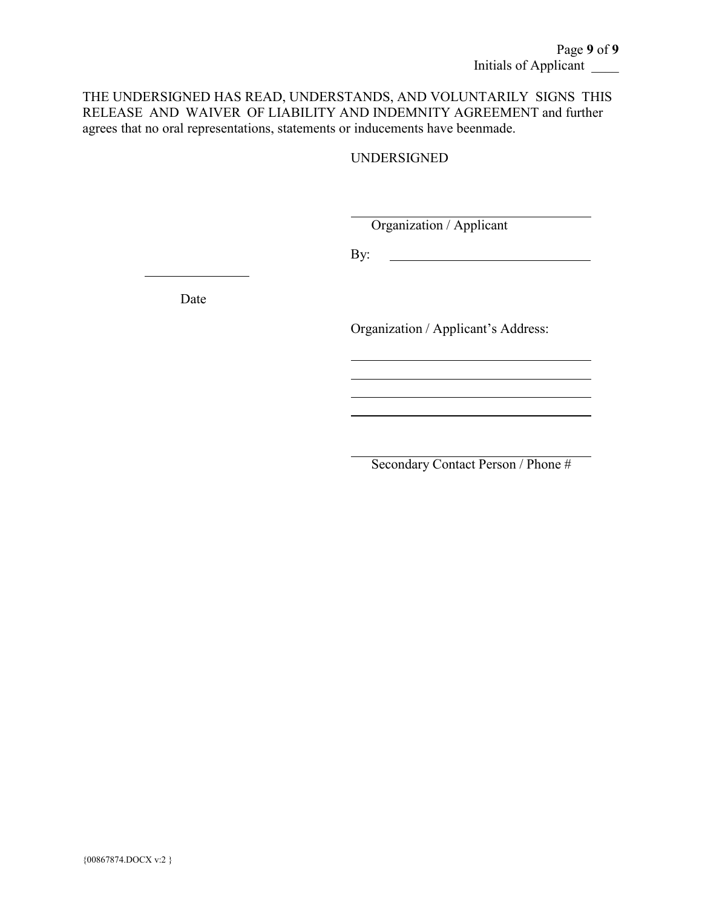Initials of Applicant ____

THE UNDERSIGNED HAS READ, UNDERSTANDS, AND VOLUNTARILY SIGNS THIS RELEASE AND WAIVER OF LIABILITY AND INDEMNITY AGREEMENT and further agrees that no oral representations, statements or inducements have beenmade.

UNDERSIGNED

______________________________
Organization / Applicant

By: ______________________________

______________
Date

Organization / Applicant's Address:

______________________________
______________________________
______________________________
______________________________

______________________________
Secondary Contact Person / Phone #

{00867874.DOCX v:2 }